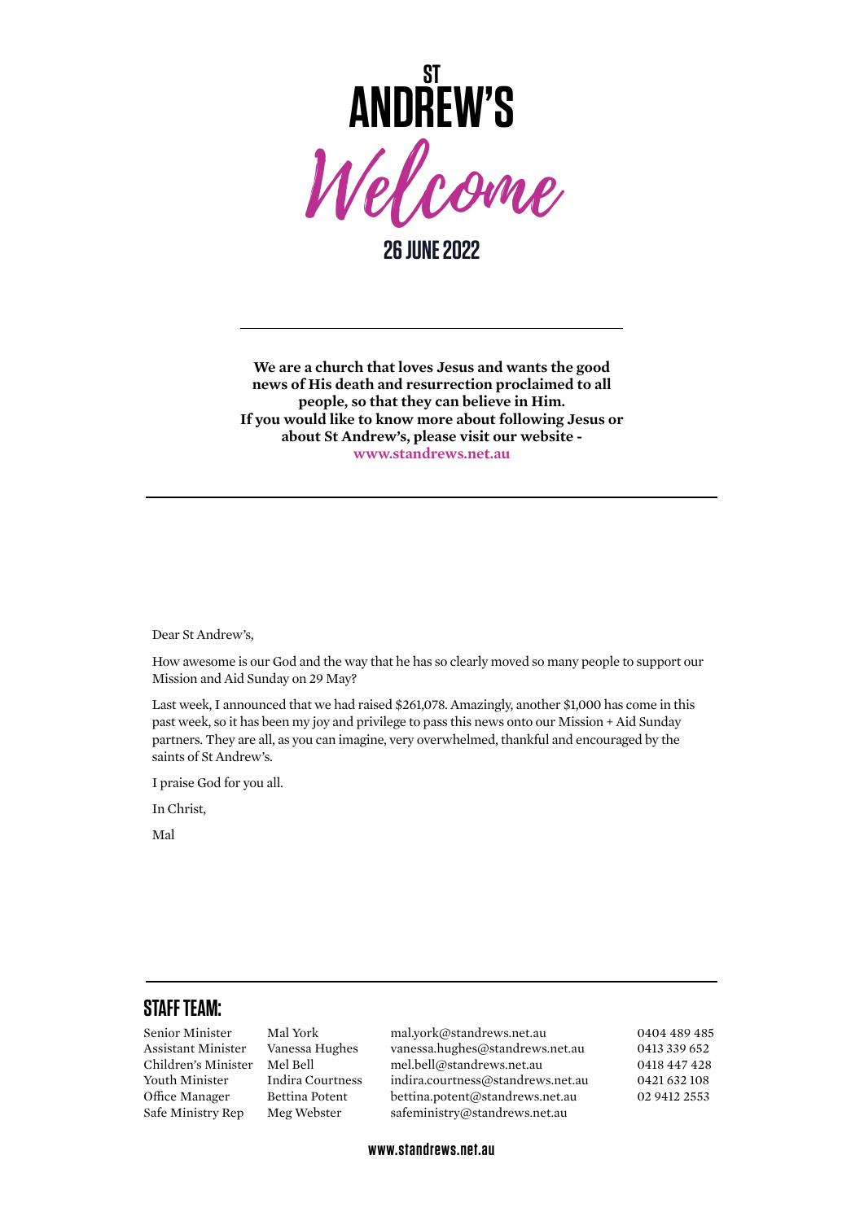# ST ANDREW'S

## *Welcome*

## 26 JUNE 2022

---

**We are a church that loves Jesus and wants the good news of His death and resurrection proclaimed to all people, so that they can believe in Him.**
**If you would like to know more about following Jesus or about St Andrew's, please visit our website - www.standrews.net.au**

---

Dear St Andrew's,

How awesome is our God and the way that he has so clearly moved so many people to support our Mission and Aid Sunday on 29 May?

Last week, I announced that we had raised $261,078. Amazingly, another $1,000 has come in this past week, so it has been my joy and privilege to pass this news onto our Mission + Aid Sunday partners. They are all, as you can imagine, very overwhelmed, thankful and encouraged by the saints of St Andrew's.

I praise God for you all.

In Christ,

Mal

---

## STAFF TEAM:

| Role | Name | Email | Phone |
|---|---|---|---|
| Senior Minister | Mal York | mal.york@standrews.net.au | 0404 489 485 |
| Assistant Minister | Vanessa Hughes | vanessa.hughes@standrews.net.au | 0413 339 652 |
| Children's Minister | Mel Bell | mel.bell@standrews.net.au | 0418 447 428 |
| Youth Minister | Indira Courtness | indira.courtness@standrews.net.au | 0421 632 108 |
| Office Manager | Bettina Potent | bettina.potent@standrews.net.au | 02 9412 2553 |
| Safe Ministry Rep | Meg Webster | safeministry@standrews.net.au | |

www.standrews.net.au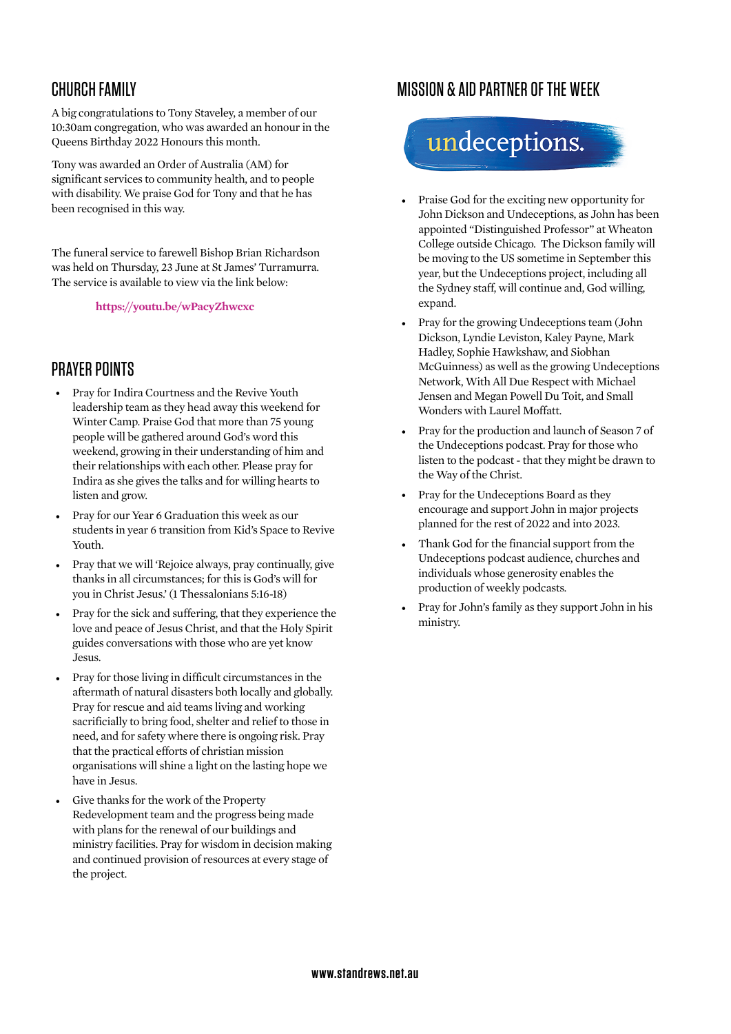## CHURCH FAMILY

A big congratulations to Tony Staveley, a member of our 10:30am congregation, who was awarded an honour in the Queens Birthday 2022 Honours this month.

Tony was awarded an Order of Australia (AM) for significant services to community health, and to people with disability. We praise God for Tony and that he has been recognised in this way.

The funeral service to farewell Bishop Brian Richardson was held on Thursday, 23 June at St James' Turramurra. The service is available to view via the link below:

**https://youtu.be/wPacyZhwcxc**

## PRAYER POINTS

- Pray for Indira Courtness and the Revive Youth leadership team as they head away this weekend for Winter Camp. Praise God that more than 75 young people will be gathered around God's word this weekend, growing in their understanding of him and their relationships with each other. Please pray for Indira as she gives the talks and for willing hearts to listen and grow.
- Pray for our Year 6 Graduation this week as our students in year 6 transition from Kid's Space to Revive Youth.
- Pray that we will 'Rejoice always, pray continually, give thanks in all circumstances; for this is God's will for you in Christ Jesus.' (1 Thessalonians 5:16-18)
- Pray for the sick and suffering, that they experience the love and peace of Jesus Christ, and that the Holy Spirit guides conversations with those who are yet know Jesus.
- Pray for those living in difficult circumstances in the aftermath of natural disasters both locally and globally. Pray for rescue and aid teams living and working sacrificially to bring food, shelter and relief to those in need, and for safety where there is ongoing risk. Pray that the practical efforts of christian mission organisations will shine a light on the lasting hope we have in Jesus.
- Give thanks for the work of the Property Redevelopment team and the progress being made with plans for the renewal of our buildings and ministry facilities. Pray for wisdom in decision making and continued provision of resources at every stage of the project.

## MISSION & AID PARTNER OF THE WEEK

undeceptions.

- Praise God for the exciting new opportunity for John Dickson and Undeceptions, as John has been appointed "Distinguished Professor" at Wheaton College outside Chicago. The Dickson family will be moving to the US sometime in September this year, but the Undeceptions project, including all the Sydney staff, will continue and, God willing, expand.
- Pray for the growing Undeceptions team (John Dickson, Lyndie Leviston, Kaley Payne, Mark Hadley, Sophie Hawkshaw, and Siobhan McGuinness) as well as the growing Undeceptions Network, With All Due Respect with Michael Jensen and Megan Powell Du Toit, and Small Wonders with Laurel Moffatt.
- Pray for the production and launch of Season 7 of the Undeceptions podcast. Pray for those who listen to the podcast - that they might be drawn to the Way of the Christ.
- Pray for the Undeceptions Board as they encourage and support John in major projects planned for the rest of 2022 and into 2023.
- Thank God for the financial support from the Undeceptions podcast audience, churches and individuals whose generosity enables the production of weekly podcasts.
- Pray for John's family as they support John in his ministry.

www.standrews.net.au